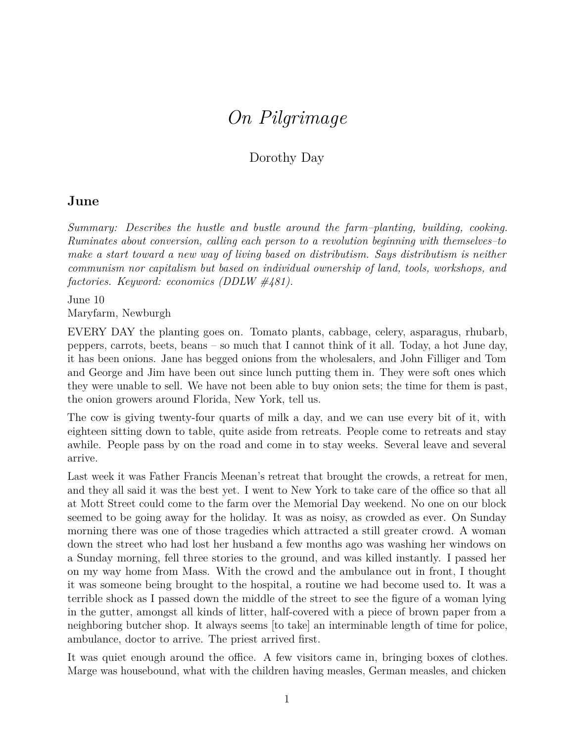# *On Pilgrimage*

Dorothy Day

## June

*Summary: Describes the hustle and bustle around the farm–planting, building, cooking. Ruminates about conversion, calling each person to a revolution beginning with themselves–to make a start toward a new way of living based on distributism. Says distributism is neither communism nor capitalism but based on individual ownership of land, tools, workshops, and factories. Keyword: economics (DDLW #481).*

June 10
Maryfarm, Newburgh

EVERY DAY the planting goes on. Tomato plants, cabbage, celery, asparagus, rhubarb, peppers, carrots, beets, beans – so much that I cannot think of it all. Today, a hot June day, it has been onions. Jane has begged onions from the wholesalers, and John Filliger and Tom and George and Jim have been out since lunch putting them in. They were soft ones which they were unable to sell. We have not been able to buy onion sets; the time for them is past, the onion growers around Florida, New York, tell us.

The cow is giving twenty-four quarts of milk a day, and we can use every bit of it, with eighteen sitting down to table, quite aside from retreats. People come to retreats and stay awhile. People pass by on the road and come in to stay weeks. Several leave and several arrive.

Last week it was Father Francis Meenan's retreat that brought the crowds, a retreat for men, and they all said it was the best yet. I went to New York to take care of the office so that all at Mott Street could come to the farm over the Memorial Day weekend. No one on our block seemed to be going away for the holiday. It was as noisy, as crowded as ever. On Sunday morning there was one of those tragedies which attracted a still greater crowd. A woman down the street who had lost her husband a few months ago was washing her windows on a Sunday morning, fell three stories to the ground, and was killed instantly. I passed her on my way home from Mass. With the crowd and the ambulance out in front, I thought it was someone being brought to the hospital, a routine we had become used to. It was a terrible shock as I passed down the middle of the street to see the figure of a woman lying in the gutter, amongst all kinds of litter, half-covered with a piece of brown paper from a neighboring butcher shop. It always seems [to take] an interminable length of time for police, ambulance, doctor to arrive. The priest arrived first.

It was quiet enough around the office. A few visitors came in, bringing boxes of clothes. Marge was housebound, what with the children having measles, German measles, and chicken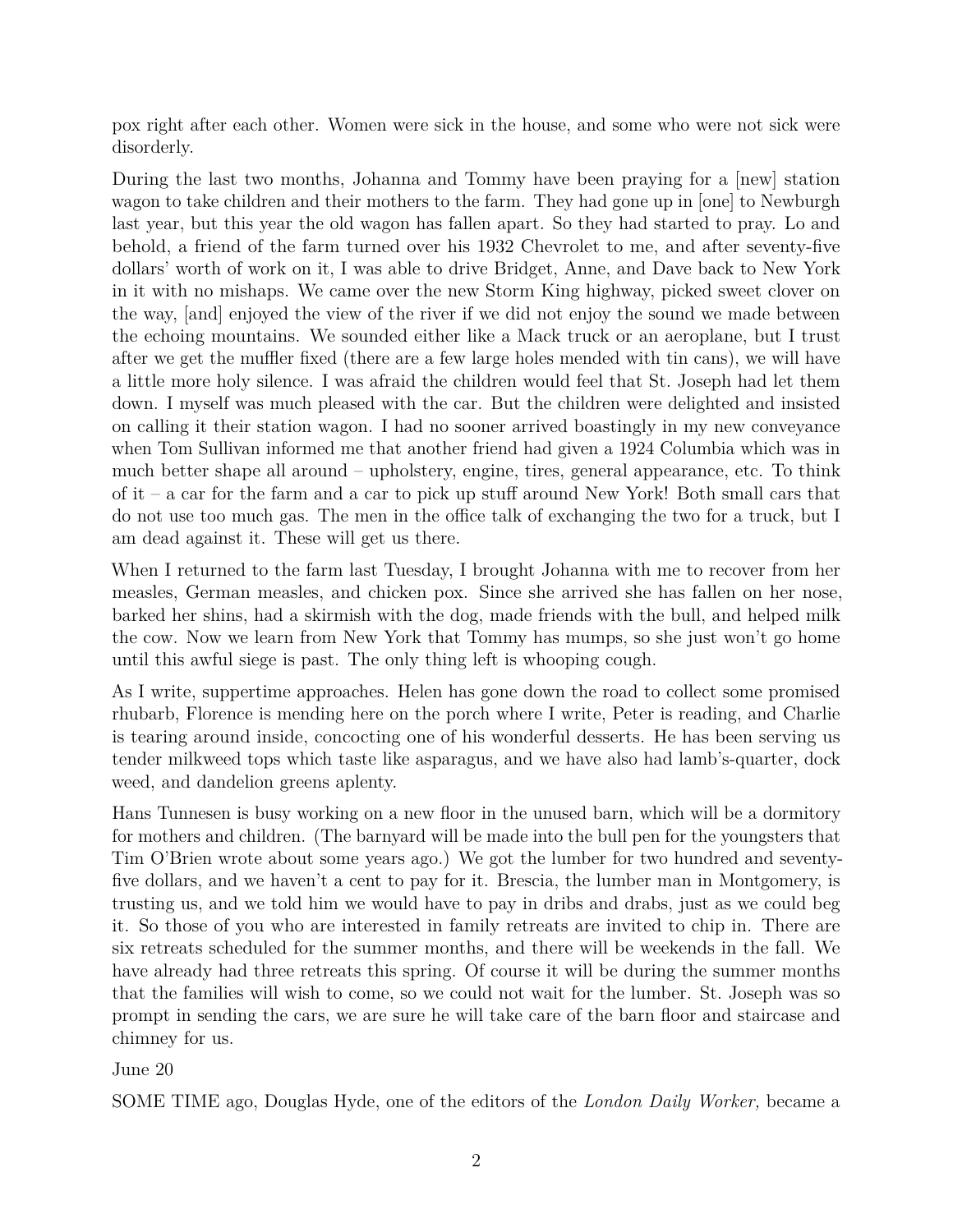pox right after each other. Women were sick in the house, and some who were not sick were disorderly.

During the last two months, Johanna and Tommy have been praying for a [new] station wagon to take children and their mothers to the farm. They had gone up in [one] to Newburgh last year, but this year the old wagon has fallen apart. So they had started to pray. Lo and behold, a friend of the farm turned over his 1932 Chevrolet to me, and after seventy-five dollars' worth of work on it, I was able to drive Bridget, Anne, and Dave back to New York in it with no mishaps. We came over the new Storm King highway, picked sweet clover on the way, [and] enjoyed the view of the river if we did not enjoy the sound we made between the echoing mountains. We sounded either like a Mack truck or an aeroplane, but I trust after we get the muffler fixed (there are a few large holes mended with tin cans), we will have a little more holy silence. I was afraid the children would feel that St. Joseph had let them down. I myself was much pleased with the car. But the children were delighted and insisted on calling it their station wagon. I had no sooner arrived boastingly in my new conveyance when Tom Sullivan informed me that another friend had given a 1924 Columbia which was in much better shape all around – upholstery, engine, tires, general appearance, etc. To think of it – a car for the farm and a car to pick up stuff around New York! Both small cars that do not use too much gas. The men in the office talk of exchanging the two for a truck, but I am dead against it. These will get us there.

When I returned to the farm last Tuesday, I brought Johanna with me to recover from her measles, German measles, and chicken pox. Since she arrived she has fallen on her nose, barked her shins, had a skirmish with the dog, made friends with the bull, and helped milk the cow. Now we learn from New York that Tommy has mumps, so she just won't go home until this awful siege is past. The only thing left is whooping cough.

As I write, suppertime approaches. Helen has gone down the road to collect some promised rhubarb, Florence is mending here on the porch where I write, Peter is reading, and Charlie is tearing around inside, concocting one of his wonderful desserts. He has been serving us tender milkweed tops which taste like asparagus, and we have also had lamb's-quarter, dock weed, and dandelion greens aplenty.

Hans Tunnesen is busy working on a new floor in the unused barn, which will be a dormitory for mothers and children. (The barnyard will be made into the bull pen for the youngsters that Tim O'Brien wrote about some years ago.) We got the lumber for two hundred and seventy-five dollars, and we haven't a cent to pay for it. Brescia, the lumber man in Montgomery, is trusting us, and we told him we would have to pay in dribs and drabs, just as we could beg it. So those of you who are interested in family retreats are invited to chip in. There are six retreats scheduled for the summer months, and there will be weekends in the fall. We have already had three retreats this spring. Of course it will be during the summer months that the families will wish to come, so we could not wait for the lumber. St. Joseph was so prompt in sending the cars, we are sure he will take care of the barn floor and staircase and chimney for us.

June 20

SOME TIME ago, Douglas Hyde, one of the editors of the *London Daily Worker,* became a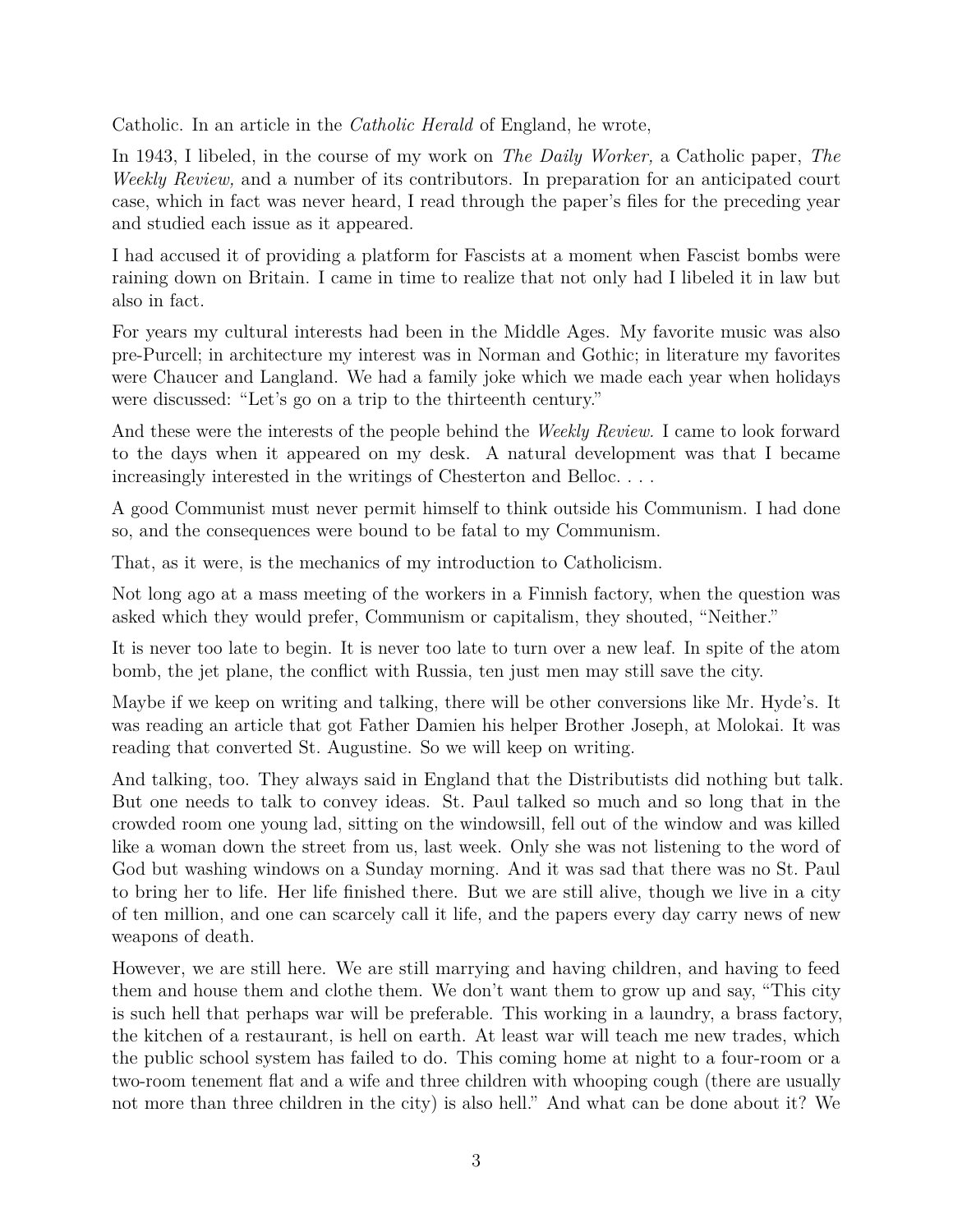Catholic. In an article in the *Catholic Herald* of England, he wrote,

In 1943, I libeled, in the course of my work on *The Daily Worker,* a Catholic paper, *The Weekly Review,* and a number of its contributors. In preparation for an anticipated court case, which in fact was never heard, I read through the paper's files for the preceding year and studied each issue as it appeared.

I had accused it of providing a platform for Fascists at a moment when Fascist bombs were raining down on Britain. I came in time to realize that not only had I libeled it in law but also in fact.

For years my cultural interests had been in the Middle Ages. My favorite music was also pre-Purcell; in architecture my interest was in Norman and Gothic; in literature my favorites were Chaucer and Langland. We had a family joke which we made each year when holidays were discussed: "Let's go on a trip to the thirteenth century."

And these were the interests of the people behind the *Weekly Review.* I came to look forward to the days when it appeared on my desk. A natural development was that I became increasingly interested in the writings of Chesterton and Belloc. . . .

A good Communist must never permit himself to think outside his Communism. I had done so, and the consequences were bound to be fatal to my Communism.

That, as it were, is the mechanics of my introduction to Catholicism.

Not long ago at a mass meeting of the workers in a Finnish factory, when the question was asked which they would prefer, Communism or capitalism, they shouted, "Neither."

It is never too late to begin. It is never too late to turn over a new leaf. In spite of the atom bomb, the jet plane, the conflict with Russia, ten just men may still save the city.

Maybe if we keep on writing and talking, there will be other conversions like Mr. Hyde's. It was reading an article that got Father Damien his helper Brother Joseph, at Molokai. It was reading that converted St. Augustine. So we will keep on writing.

And talking, too. They always said in England that the Distributists did nothing but talk. But one needs to talk to convey ideas. St. Paul talked so much and so long that in the crowded room one young lad, sitting on the windowsill, fell out of the window and was killed like a woman down the street from us, last week. Only she was not listening to the word of God but washing windows on a Sunday morning. And it was sad that there was no St. Paul to bring her to life. Her life finished there. But we are still alive, though we live in a city of ten million, and one can scarcely call it life, and the papers every day carry news of new weapons of death.

However, we are still here. We are still marrying and having children, and having to feed them and house them and clothe them. We don't want them to grow up and say, "This city is such hell that perhaps war will be preferable. This working in a laundry, a brass factory, the kitchen of a restaurant, is hell on earth. At least war will teach me new trades, which the public school system has failed to do. This coming home at night to a four-room or a two-room tenement flat and a wife and three children with whooping cough (there are usually not more than three children in the city) is also hell." And what can be done about it? We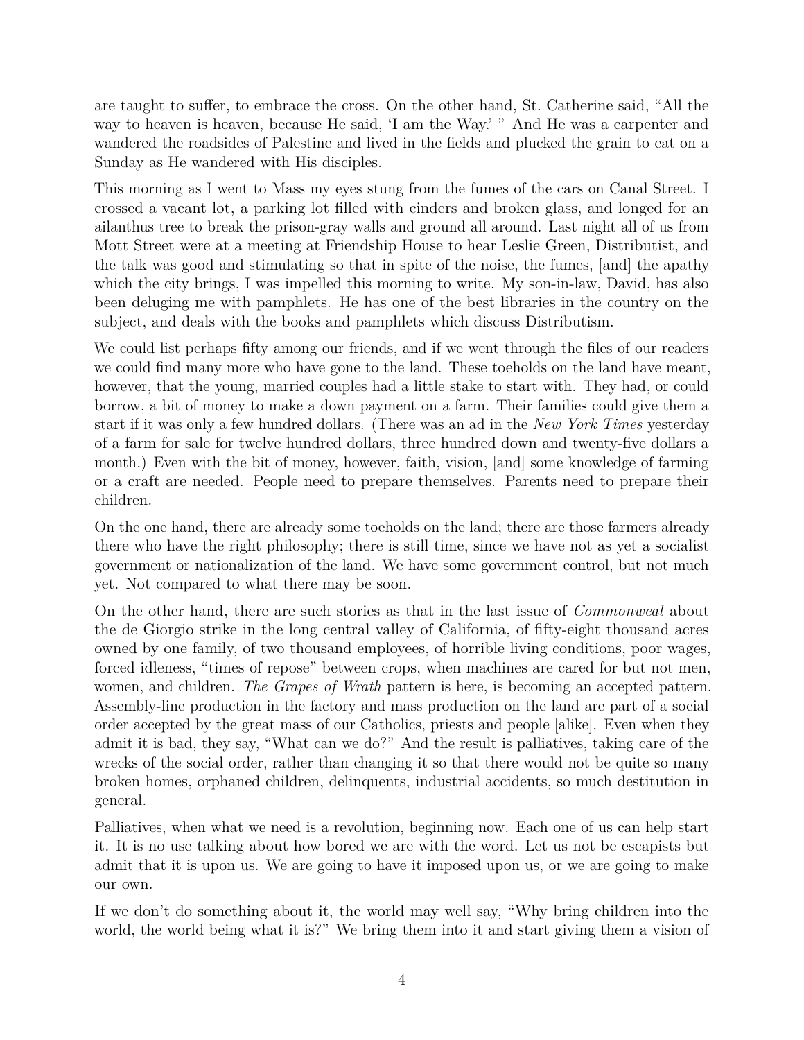are taught to suffer, to embrace the cross. On the other hand, St. Catherine said, "All the way to heaven is heaven, because He said, 'I am the Way.' " And He was a carpenter and wandered the roadsides of Palestine and lived in the fields and plucked the grain to eat on a Sunday as He wandered with His disciples.

This morning as I went to Mass my eyes stung from the fumes of the cars on Canal Street. I crossed a vacant lot, a parking lot filled with cinders and broken glass, and longed for an ailanthus tree to break the prison-gray walls and ground all around. Last night all of us from Mott Street were at a meeting at Friendship House to hear Leslie Green, Distributist, and the talk was good and stimulating so that in spite of the noise, the fumes, [and] the apathy which the city brings, I was impelled this morning to write. My son-in-law, David, has also been deluging me with pamphlets. He has one of the best libraries in the country on the subject, and deals with the books and pamphlets which discuss Distributism.

We could list perhaps fifty among our friends, and if we went through the files of our readers we could find many more who have gone to the land. These toeholds on the land have meant, however, that the young, married couples had a little stake to start with. They had, or could borrow, a bit of money to make a down payment on a farm. Their families could give them a start if it was only a few hundred dollars. (There was an ad in the *New York Times* yesterday of a farm for sale for twelve hundred dollars, three hundred down and twenty-five dollars a month.) Even with the bit of money, however, faith, vision, [and] some knowledge of farming or a craft are needed. People need to prepare themselves. Parents need to prepare their children.

On the one hand, there are already some toeholds on the land; there are those farmers already there who have the right philosophy; there is still time, since we have not as yet a socialist government or nationalization of the land. We have some government control, but not much yet. Not compared to what there may be soon.

On the other hand, there are such stories as that in the last issue of *Commonweal* about the de Giorgio strike in the long central valley of California, of fifty-eight thousand acres owned by one family, of two thousand employees, of horrible living conditions, poor wages, forced idleness, "times of repose" between crops, when machines are cared for but not men, women, and children. *The Grapes of Wrath* pattern is here, is becoming an accepted pattern. Assembly-line production in the factory and mass production on the land are part of a social order accepted by the great mass of our Catholics, priests and people [alike]. Even when they admit it is bad, they say, "What can we do?" And the result is palliatives, taking care of the wrecks of the social order, rather than changing it so that there would not be quite so many broken homes, orphaned children, delinquents, industrial accidents, so much destitution in general.

Palliatives, when what we need is a revolution, beginning now. Each one of us can help start it. It is no use talking about how bored we are with the word. Let us not be escapists but admit that it is upon us. We are going to have it imposed upon us, or we are going to make our own.

If we don't do something about it, the world may well say, "Why bring children into the world, the world being what it is?" We bring them into it and start giving them a vision of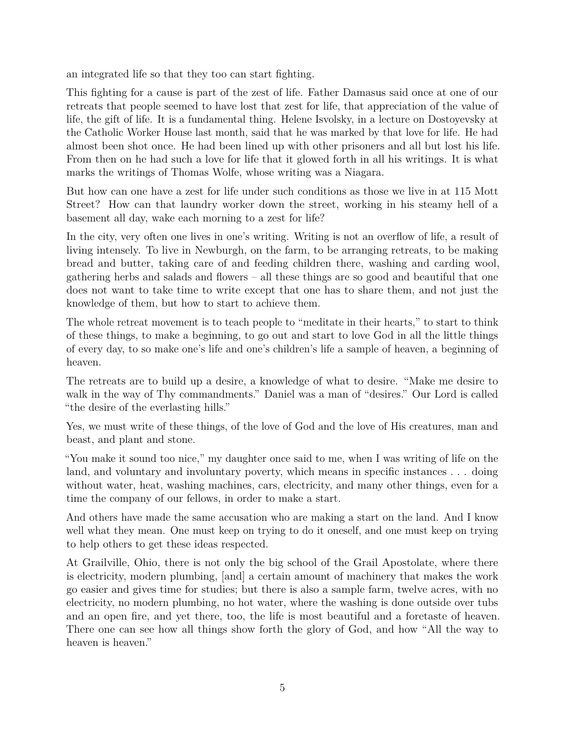an integrated life so that they too can start fighting.

This fighting for a cause is part of the zest of life. Father Damasus said once at one of our retreats that people seemed to have lost that zest for life, that appreciation of the value of life, the gift of life. It is a fundamental thing. Helene Isvolsky, in a lecture on Dostoyevsky at the Catholic Worker House last month, said that he was marked by that love for life. He had almost been shot once. He had been lined up with other prisoners and all but lost his life. From then on he had such a love for life that it glowed forth in all his writings. It is what marks the writings of Thomas Wolfe, whose writing was a Niagara.

But how can one have a zest for life under such conditions as those we live in at 115 Mott Street? How can that laundry worker down the street, working in his steamy hell of a basement all day, wake each morning to a zest for life?

In the city, very often one lives in one's writing. Writing is not an overflow of life, a result of living intensely. To live in Newburgh, on the farm, to be arranging retreats, to be making bread and butter, taking care of and feeding children there, washing and carding wool, gathering herbs and salads and flowers – all these things are so good and beautiful that one does not want to take time to write except that one has to share them, and not just the knowledge of them, but how to start to achieve them.

The whole retreat movement is to teach people to "meditate in their hearts," to start to think of these things, to make a beginning, to go out and start to love God in all the little things of every day, to so make one's life and one's children's life a sample of heaven, a beginning of heaven.

The retreats are to build up a desire, a knowledge of what to desire. "Make me desire to walk in the way of Thy commandments." Daniel was a man of "desires." Our Lord is called "the desire of the everlasting hills."

Yes, we must write of these things, of the love of God and the love of His creatures, man and beast, and plant and stone.

"You make it sound too nice," my daughter once said to me, when I was writing of life on the land, and voluntary and involuntary poverty, which means in specific instances . . . doing without water, heat, washing machines, cars, electricity, and many other things, even for a time the company of our fellows, in order to make a start.

And others have made the same accusation who are making a start on the land. And I know well what they mean. One must keep on trying to do it oneself, and one must keep on trying to help others to get these ideas respected.

At Grailville, Ohio, there is not only the big school of the Grail Apostolate, where there is electricity, modern plumbing, [and] a certain amount of machinery that makes the work go easier and gives time for studies; but there is also a sample farm, twelve acres, with no electricity, no modern plumbing, no hot water, where the washing is done outside over tubs and an open fire, and yet there, too, the life is most beautiful and a foretaste of heaven. There one can see how all things show forth the glory of God, and how "All the way to heaven is heaven."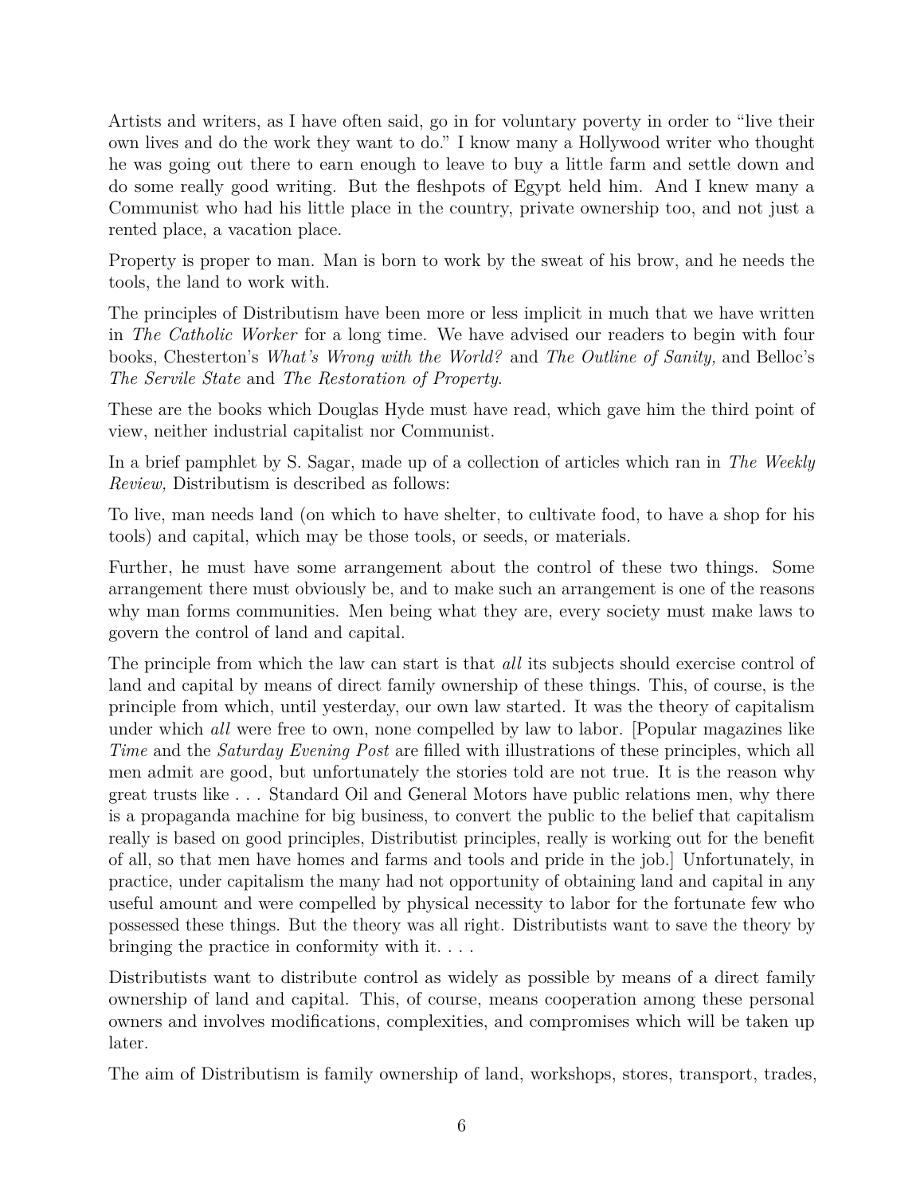Artists and writers, as I have often said, go in for voluntary poverty in order to "live their own lives and do the work they want to do." I know many a Hollywood writer who thought he was going out there to earn enough to leave to buy a little farm and settle down and do some really good writing. But the fleshpots of Egypt held him. And I knew many a Communist who had his little place in the country, private ownership too, and not just a rented place, a vacation place.

Property is proper to man. Man is born to work by the sweat of his brow, and he needs the tools, the land to work with.

The principles of Distributism have been more or less implicit in much that we have written in *The Catholic Worker* for a long time. We have advised our readers to begin with four books, Chesterton's *What's Wrong with the World?* and *The Outline of Sanity,* and Belloc's *The Servile State* and *The Restoration of Property*.

These are the books which Douglas Hyde must have read, which gave him the third point of view, neither industrial capitalist nor Communist.

In a brief pamphlet by S. Sagar, made up of a collection of articles which ran in *The Weekly Review,* Distributism is described as follows:

To live, man needs land (on which to have shelter, to cultivate food, to have a shop for his tools) and capital, which may be those tools, or seeds, or materials.

Further, he must have some arrangement about the control of these two things. Some arrangement there must obviously be, and to make such an arrangement is one of the reasons why man forms communities. Men being what they are, every society must make laws to govern the control of land and capital.

The principle from which the law can start is that *all* its subjects should exercise control of land and capital by means of direct family ownership of these things. This, of course, is the principle from which, until yesterday, our own law started. It was the theory of capitalism under which *all* were free to own, none compelled by law to labor. [Popular magazines like *Time* and the *Saturday Evening Post* are filled with illustrations of these principles, which all men admit are good, but unfortunately the stories told are not true. It is the reason why great trusts like . . . Standard Oil and General Motors have public relations men, why there is a propaganda machine for big business, to convert the public to the belief that capitalism really is based on good principles, Distributist principles, really is working out for the benefit of all, so that men have homes and farms and tools and pride in the job.] Unfortunately, in practice, under capitalism the many had not opportunity of obtaining land and capital in any useful amount and were compelled by physical necessity to labor for the fortunate few who possessed these things. But the theory was all right. Distributists want to save the theory by bringing the practice in conformity with it. . . .

Distributists want to distribute control as widely as possible by means of a direct family ownership of land and capital. This, of course, means cooperation among these personal owners and involves modifications, complexities, and compromises which will be taken up later.

The aim of Distributism is family ownership of land, workshops, stores, transport, trades,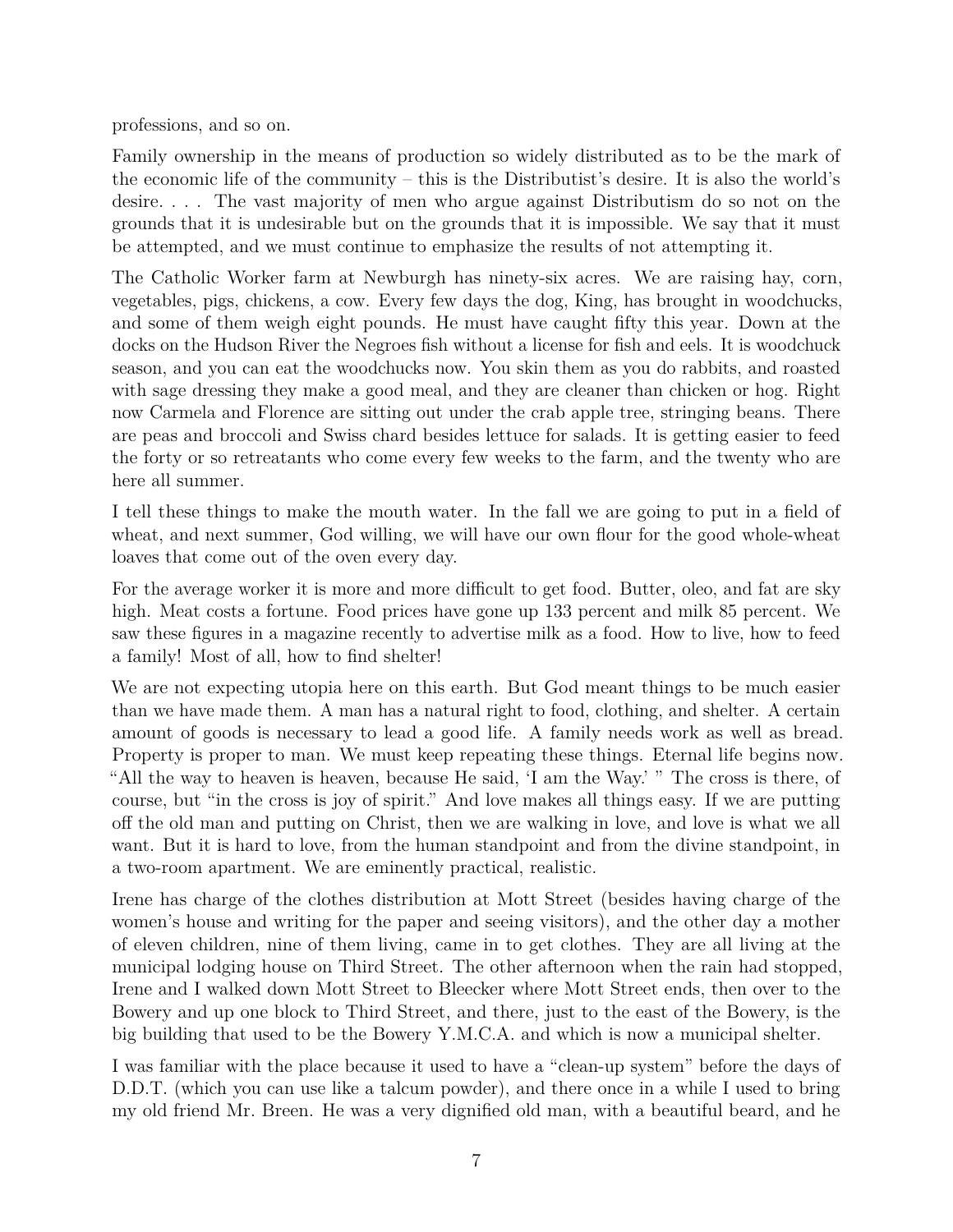professions, and so on.

Family ownership in the means of production so widely distributed as to be the mark of the economic life of the community – this is the Distributist's desire. It is also the world's desire. . . . The vast majority of men who argue against Distributism do so not on the grounds that it is undesirable but on the grounds that it is impossible. We say that it must be attempted, and we must continue to emphasize the results of not attempting it.

The Catholic Worker farm at Newburgh has ninety-six acres. We are raising hay, corn, vegetables, pigs, chickens, a cow. Every few days the dog, King, has brought in woodchucks, and some of them weigh eight pounds. He must have caught fifty this year. Down at the docks on the Hudson River the Negroes fish without a license for fish and eels. It is woodchuck season, and you can eat the woodchucks now. You skin them as you do rabbits, and roasted with sage dressing they make a good meal, and they are cleaner than chicken or hog. Right now Carmela and Florence are sitting out under the crab apple tree, stringing beans. There are peas and broccoli and Swiss chard besides lettuce for salads. It is getting easier to feed the forty or so retreatants who come every few weeks to the farm, and the twenty who are here all summer.

I tell these things to make the mouth water. In the fall we are going to put in a field of wheat, and next summer, God willing, we will have our own flour for the good whole-wheat loaves that come out of the oven every day.

For the average worker it is more and more difficult to get food. Butter, oleo, and fat are sky high. Meat costs a fortune. Food prices have gone up 133 percent and milk 85 percent. We saw these figures in a magazine recently to advertise milk as a food. How to live, how to feed a family! Most of all, how to find shelter!

We are not expecting utopia here on this earth. But God meant things to be much easier than we have made them. A man has a natural right to food, clothing, and shelter. A certain amount of goods is necessary to lead a good life. A family needs work as well as bread. Property is proper to man. We must keep repeating these things. Eternal life begins now. "All the way to heaven is heaven, because He said, 'I am the Way.' " The cross is there, of course, but "in the cross is joy of spirit." And love makes all things easy. If we are putting off the old man and putting on Christ, then we are walking in love, and love is what we all want. But it is hard to love, from the human standpoint and from the divine standpoint, in a two-room apartment. We are eminently practical, realistic.

Irene has charge of the clothes distribution at Mott Street (besides having charge of the women's house and writing for the paper and seeing visitors), and the other day a mother of eleven children, nine of them living, came in to get clothes. They are all living at the municipal lodging house on Third Street. The other afternoon when the rain had stopped, Irene and I walked down Mott Street to Bleecker where Mott Street ends, then over to the Bowery and up one block to Third Street, and there, just to the east of the Bowery, is the big building that used to be the Bowery Y.M.C.A. and which is now a municipal shelter.

I was familiar with the place because it used to have a "clean-up system" before the days of D.D.T. (which you can use like a talcum powder), and there once in a while I used to bring my old friend Mr. Breen. He was a very dignified old man, with a beautiful beard, and he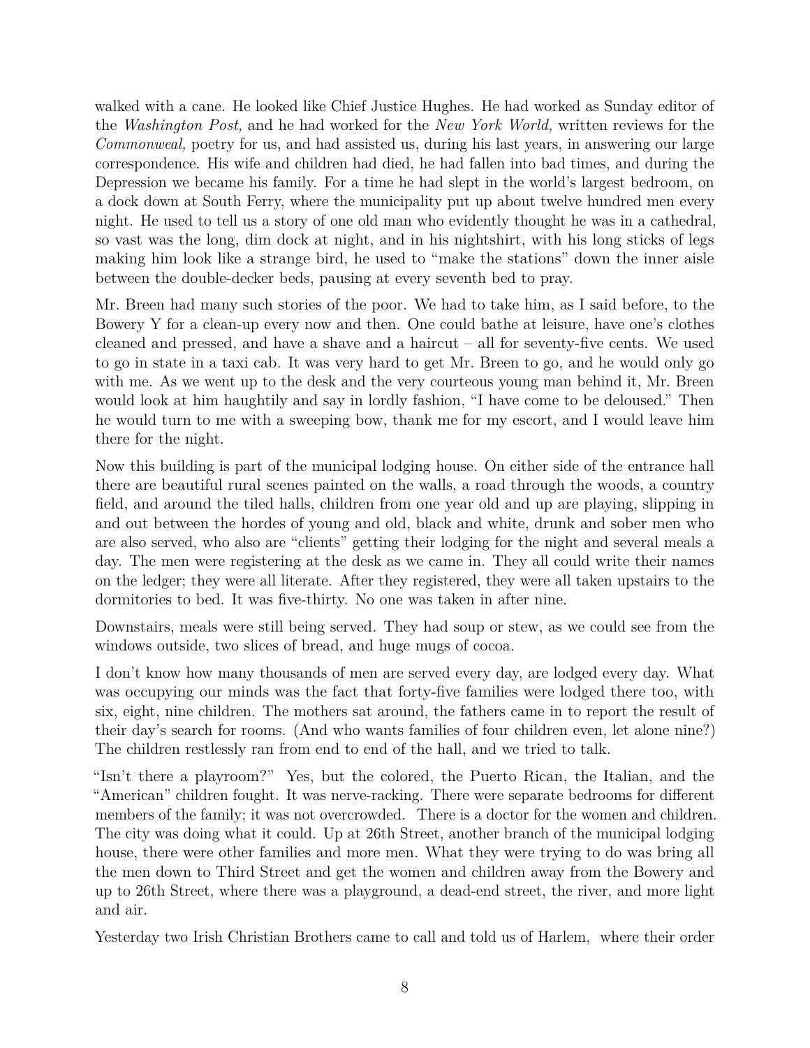walked with a cane. He looked like Chief Justice Hughes. He had worked as Sunday editor of the *Washington Post,* and he had worked for the *New York World,* written reviews for the *Commonweal,* poetry for us, and had assisted us, during his last years, in answering our large correspondence. His wife and children had died, he had fallen into bad times, and during the Depression we became his family. For a time he had slept in the world's largest bedroom, on a dock down at South Ferry, where the municipality put up about twelve hundred men every night. He used to tell us a story of one old man who evidently thought he was in a cathedral, so vast was the long, dim dock at night, and in his nightshirt, with his long sticks of legs making him look like a strange bird, he used to "make the stations" down the inner aisle between the double-decker beds, pausing at every seventh bed to pray.

Mr. Breen had many such stories of the poor. We had to take him, as I said before, to the Bowery Y for a clean-up every now and then. One could bathe at leisure, have one's clothes cleaned and pressed, and have a shave and a haircut – all for seventy-five cents. We used to go in state in a taxi cab. It was very hard to get Mr. Breen to go, and he would only go with me. As we went up to the desk and the very courteous young man behind it, Mr. Breen would look at him haughtily and say in lordly fashion, "I have come to be deloused." Then he would turn to me with a sweeping bow, thank me for my escort, and I would leave him there for the night.

Now this building is part of the municipal lodging house. On either side of the entrance hall there are beautiful rural scenes painted on the walls, a road through the woods, a country field, and around the tiled halls, children from one year old and up are playing, slipping in and out between the hordes of young and old, black and white, drunk and sober men who are also served, who also are "clients" getting their lodging for the night and several meals a day. The men were registering at the desk as we came in. They all could write their names on the ledger; they were all literate. After they registered, they were all taken upstairs to the dormitories to bed. It was five-thirty. No one was taken in after nine.

Downstairs, meals were still being served. They had soup or stew, as we could see from the windows outside, two slices of bread, and huge mugs of cocoa.

I don't know how many thousands of men are served every day, are lodged every day. What was occupying our minds was the fact that forty-five families were lodged there too, with six, eight, nine children. The mothers sat around, the fathers came in to report the result of their day's search for rooms. (And who wants families of four children even, let alone nine?) The children restlessly ran from end to end of the hall, and we tried to talk.

"Isn't there a playroom?" Yes, but the colored, the Puerto Rican, the Italian, and the "American" children fought. It was nerve-racking. There were separate bedrooms for different members of the family; it was not overcrowded. There is a doctor for the women and children. The city was doing what it could. Up at 26th Street, another branch of the municipal lodging house, there were other families and more men. What they were trying to do was bring all the men down to Third Street and get the women and children away from the Bowery and up to 26th Street, where there was a playground, a dead-end street, the river, and more light and air.

Yesterday two Irish Christian Brothers came to call and told us of Harlem, where their order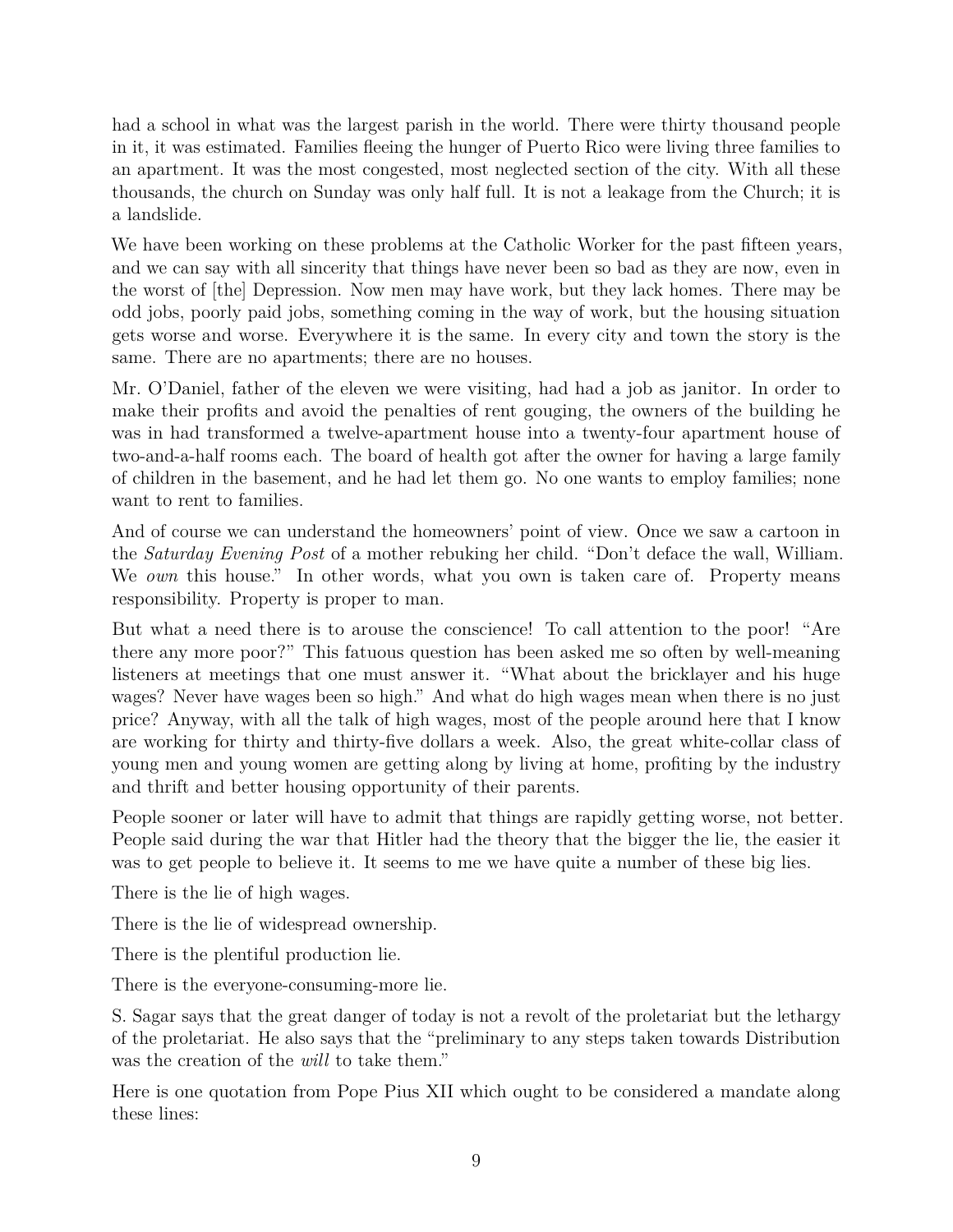had a school in what was the largest parish in the world. There were thirty thousand people in it, it was estimated. Families fleeing the hunger of Puerto Rico were living three families to an apartment. It was the most congested, most neglected section of the city. With all these thousands, the church on Sunday was only half full. It is not a leakage from the Church; it is a landslide.

We have been working on these problems at the Catholic Worker for the past fifteen years, and we can say with all sincerity that things have never been so bad as they are now, even in the worst of [the] Depression. Now men may have work, but they lack homes. There may be odd jobs, poorly paid jobs, something coming in the way of work, but the housing situation gets worse and worse. Everywhere it is the same. In every city and town the story is the same. There are no apartments; there are no houses.

Mr. O'Daniel, father of the eleven we were visiting, had had a job as janitor. In order to make their profits and avoid the penalties of rent gouging, the owners of the building he was in had transformed a twelve-apartment house into a twenty-four apartment house of two-and-a-half rooms each. The board of health got after the owner for having a large family of children in the basement, and he had let them go. No one wants to employ families; none want to rent to families.

And of course we can understand the homeowners' point of view. Once we saw a cartoon in the *Saturday Evening Post* of a mother rebuking her child. "Don't deface the wall, William. We *own* this house." In other words, what you own is taken care of. Property means responsibility. Property is proper to man.

But what a need there is to arouse the conscience! To call attention to the poor! "Are there any more poor?" This fatuous question has been asked me so often by well-meaning listeners at meetings that one must answer it. "What about the bricklayer and his huge wages? Never have wages been so high." And what do high wages mean when there is no just price? Anyway, with all the talk of high wages, most of the people around here that I know are working for thirty and thirty-five dollars a week. Also, the great white-collar class of young men and young women are getting along by living at home, profiting by the industry and thrift and better housing opportunity of their parents.

People sooner or later will have to admit that things are rapidly getting worse, not better. People said during the war that Hitler had the theory that the bigger the lie, the easier it was to get people to believe it. It seems to me we have quite a number of these big lies.

There is the lie of high wages.

There is the lie of widespread ownership.

There is the plentiful production lie.

There is the everyone-consuming-more lie.

S. Sagar says that the great danger of today is not a revolt of the proletariat but the lethargy of the proletariat. He also says that the "preliminary to any steps taken towards Distribution was the creation of the *will* to take them."

Here is one quotation from Pope Pius XII which ought to be considered a mandate along these lines: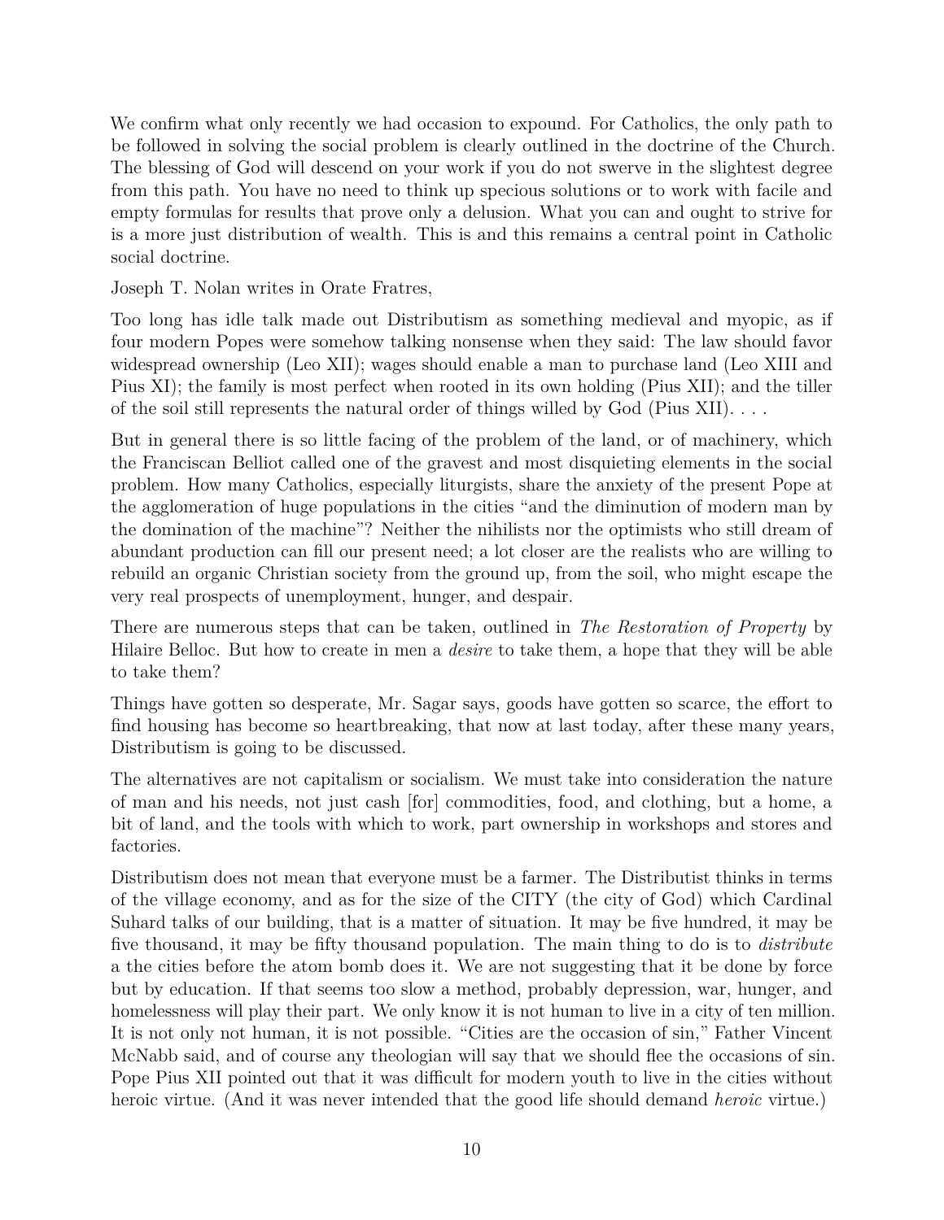We confirm what only recently we had occasion to expound. For Catholics, the only path to be followed in solving the social problem is clearly outlined in the doctrine of the Church. The blessing of God will descend on your work if you do not swerve in the slightest degree from this path. You have no need to think up specious solutions or to work with facile and empty formulas for results that prove only a delusion. What you can and ought to strive for is a more just distribution of wealth. This is and this remains a central point in Catholic social doctrine.

Joseph T. Nolan writes in Orate Fratres,

Too long has idle talk made out Distributism as something medieval and myopic, as if four modern Popes were somehow talking nonsense when they said: The law should favor widespread ownership (Leo XII); wages should enable a man to purchase land (Leo XIII and Pius XI); the family is most perfect when rooted in its own holding (Pius XII); and the tiller of the soil still represents the natural order of things willed by God (Pius XII). . . .

But in general there is so little facing of the problem of the land, or of machinery, which the Franciscan Belliot called one of the gravest and most disquieting elements in the social problem. How many Catholics, especially liturgists, share the anxiety of the present Pope at the agglomeration of huge populations in the cities "and the diminution of modern man by the domination of the machine"? Neither the nihilists nor the optimists who still dream of abundant production can fill our present need; a lot closer are the realists who are willing to rebuild an organic Christian society from the ground up, from the soil, who might escape the very real prospects of unemployment, hunger, and despair.

There are numerous steps that can be taken, outlined in *The Restoration of Property* by Hilaire Belloc. But how to create in men a *desire* to take them, a hope that they will be able to take them?

Things have gotten so desperate, Mr. Sagar says, goods have gotten so scarce, the effort to find housing has become so heartbreaking, that now at last today, after these many years, Distributism is going to be discussed.

The alternatives are not capitalism or socialism. We must take into consideration the nature of man and his needs, not just cash [for] commodities, food, and clothing, but a home, a bit of land, and the tools with which to work, part ownership in workshops and stores and factories.

Distributism does not mean that everyone must be a farmer. The Distributist thinks in terms of the village economy, and as for the size of the CITY (the city of God) which Cardinal Suhard talks of our building, that is a matter of situation. It may be five hundred, it may be five thousand, it may be fifty thousand population. The main thing to do is to *distribute* a the cities before the atom bomb does it. We are not suggesting that it be done by force but by education. If that seems too slow a method, probably depression, war, hunger, and homelessness will play their part. We only know it is not human to live in a city of ten million. It is not only not human, it is not possible. "Cities are the occasion of sin," Father Vincent McNabb said, and of course any theologian will say that we should flee the occasions of sin. Pope Pius XII pointed out that it was difficult for modern youth to live in the cities without heroic virtue. (And it was never intended that the good life should demand *heroic* virtue.)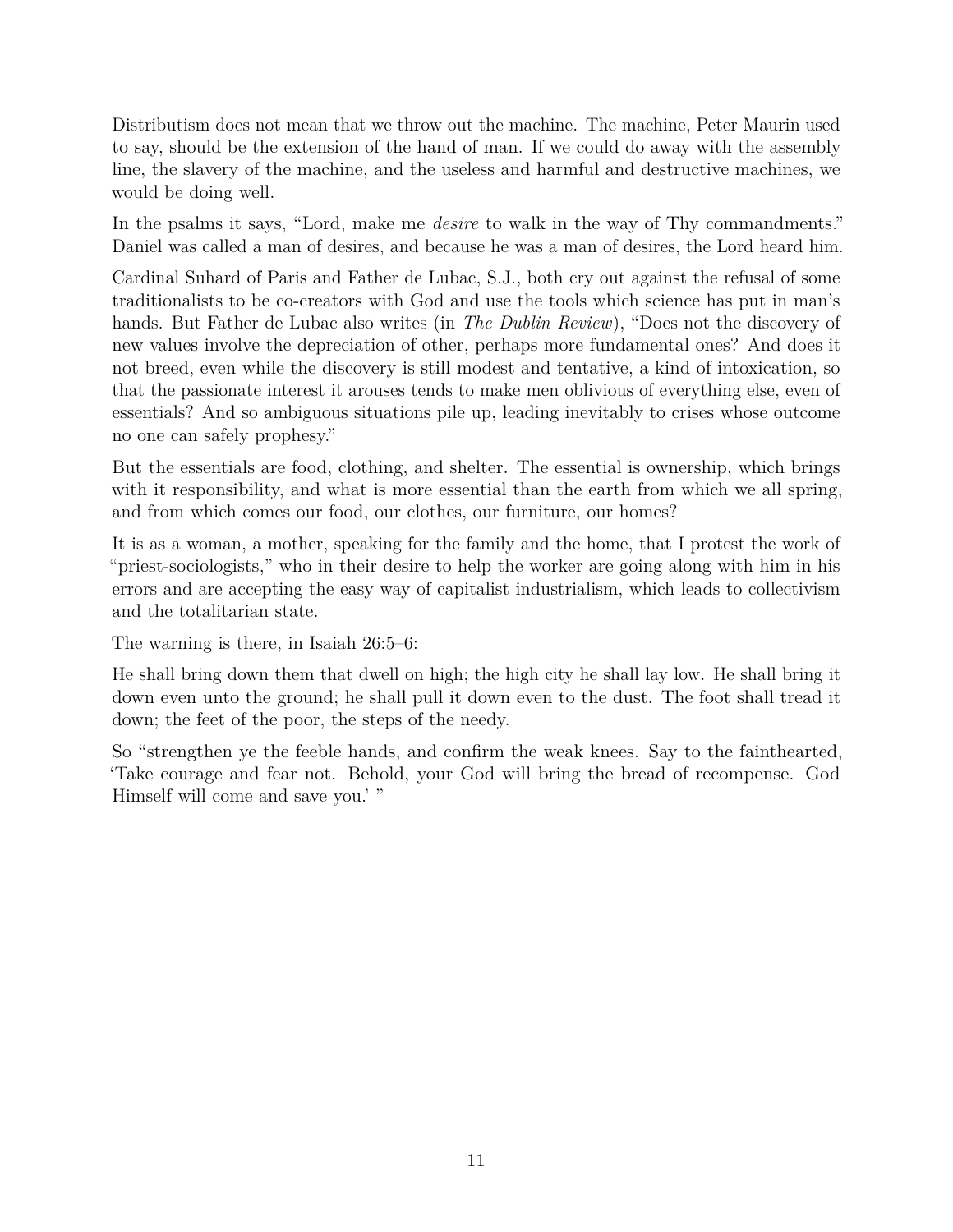Distributism does not mean that we throw out the machine. The machine, Peter Maurin used to say, should be the extension of the hand of man. If we could do away with the assembly line, the slavery of the machine, and the useless and harmful and destructive machines, we would be doing well.

In the psalms it says, "Lord, make me *desire* to walk in the way of Thy commandments." Daniel was called a man of desires, and because he was a man of desires, the Lord heard him.

Cardinal Suhard of Paris and Father de Lubac, S.J., both cry out against the refusal of some traditionalists to be co-creators with God and use the tools which science has put in man's hands. But Father de Lubac also writes (in *The Dublin Review*), "Does not the discovery of new values involve the depreciation of other, perhaps more fundamental ones? And does it not breed, even while the discovery is still modest and tentative, a kind of intoxication, so that the passionate interest it arouses tends to make men oblivious of everything else, even of essentials? And so ambiguous situations pile up, leading inevitably to crises whose outcome no one can safely prophesy."

But the essentials are food, clothing, and shelter. The essential is ownership, which brings with it responsibility, and what is more essential than the earth from which we all spring, and from which comes our food, our clothes, our furniture, our homes?

It is as a woman, a mother, speaking for the family and the home, that I protest the work of "priest-sociologists," who in their desire to help the worker are going along with him in his errors and are accepting the easy way of capitalist industrialism, which leads to collectivism and the totalitarian state.

The warning is there, in Isaiah 26:5–6:

He shall bring down them that dwell on high; the high city he shall lay low. He shall bring it down even unto the ground; he shall pull it down even to the dust. The foot shall tread it down; the feet of the poor, the steps of the needy.

So "strengthen ye the feeble hands, and confirm the weak knees. Say to the fainthearted, 'Take courage and fear not. Behold, your God will bring the bread of recompense. God Himself will come and save you.' "